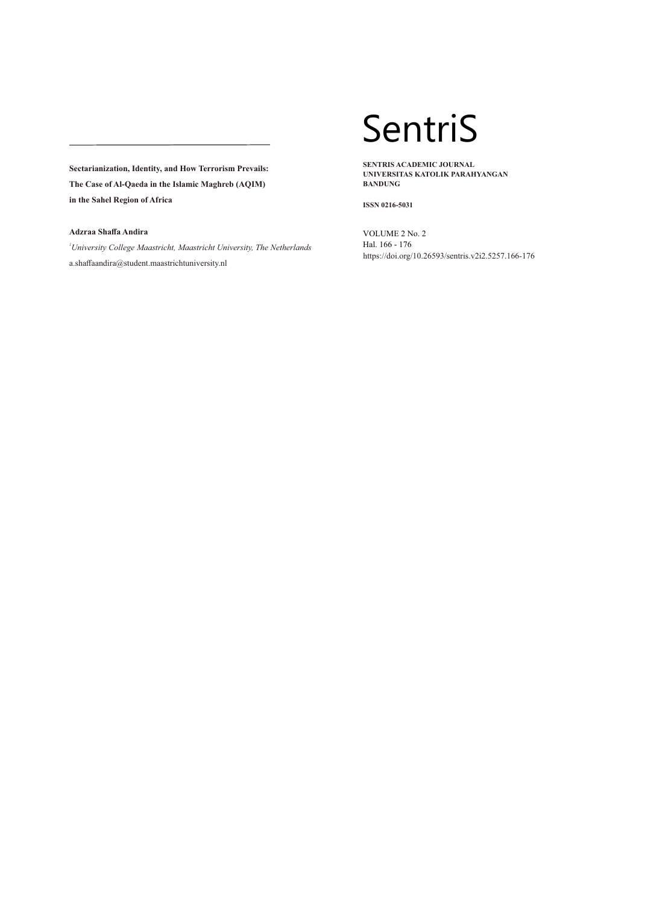# Sectarianization, Identity, and How Terrorism Prevails: The Case of Al-Qaeda in the Islamic Maghreb (AQIM) in the Sahel Region of Africa

**Adzraa Shaffa Andira**

[1] *University College Maastricht, Maastricht University, The Netherlands*

a.shaffaandira@student.maastrichtuniversity.nl

SentriS

**SENTRIS ACADEMIC JOURNAL**
**UNIVERSITAS KATOLIK PARAHYANGAN**
**BANDUNG**

**ISSN 0216-5031**

VOLUME 2 No. 2
Hal. 166 - 176
https://doi.org/10.26593/sentris.v2i2.5257.166-176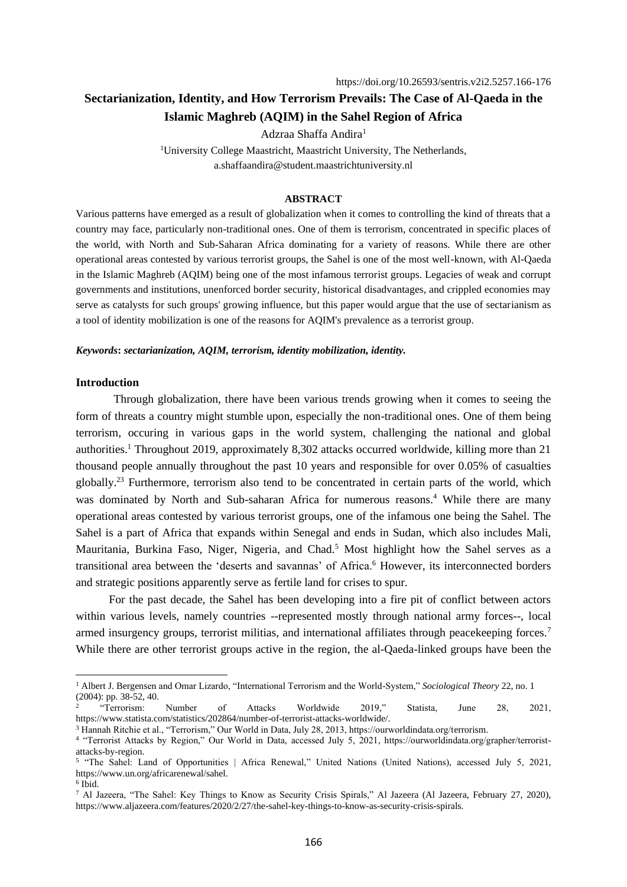https://doi.org/10.26593/sentris.v2i2.5257.166-176

# Sectarianization, Identity, and How Terrorism Prevails: The Case of Al-Qaeda in the Islamic Maghreb (AQIM) in the Sahel Region of Africa

Adzraa Shaffa Andira[1]

[1]University College Maastricht, Maastricht University, The Netherlands, a.shaffaandira@student.maastrichtuniversity.nl

## ABSTRACT

Various patterns have emerged as a result of globalization when it comes to controlling the kind of threats that a country may face, particularly non-traditional ones. One of them is terrorism, concentrated in specific places of the world, with North and Sub-Saharan Africa dominating for a variety of reasons. While there are other operational areas contested by various terrorist groups, the Sahel is one of the most well-known, with Al-Qaeda in the Islamic Maghreb (AQIM) being one of the most infamous terrorist groups. Legacies of weak and corrupt governments and institutions, unenforced border security, historical disadvantages, and crippled economies may serve as catalysts for such groups' growing influence, but this paper would argue that the use of sectarianism as a tool of identity mobilization is one of the reasons for AQIM's prevalence as a terrorist group.

***Keywords*: *sectarianization, AQIM, terrorism, identity mobilization, identity.***

## Introduction

Through globalization, there have been various trends growing when it comes to seeing the form of threats a country might stumble upon, especially the non-traditional ones. One of them being terrorism, occuring in various gaps in the world system, challenging the national and global authorities.[1] Throughout 2019, approximately 8,302 attacks occurred worldwide, killing more than 21 thousand people annually throughout the past 10 years and responsible for over 0.05% of casualties globally.[2][3] Furthermore, terrorism also tend to be concentrated in certain parts of the world, which was dominated by North and Sub-saharan Africa for numerous reasons.[4] While there are many operational areas contested by various terrorist groups, one of the infamous one being the Sahel. The Sahel is a part of Africa that expands within Senegal and ends in Sudan, which also includes Mali, Mauritania, Burkina Faso, Niger, Nigeria, and Chad.[5] Most highlight how the Sahel serves as a transitional area between the 'deserts and savannas' of Africa.[6] However, its interconnected borders and strategic positions apparently serve as fertile land for crises to spur.

For the past decade, the Sahel has been developing into a fire pit of conflict between actors within various levels, namely countries --represented mostly through national army forces--, local armed insurgency groups, terrorist militias, and international affiliates through peacekeeping forces.[7] While there are other terrorist groups active in the region, the al-Qaeda-linked groups have been the

---

[1] Albert J. Bergensen and Omar Lizardo, "International Terrorism and the World-System," *Sociological Theory* 22, no. 1 (2004): pp. 38-52, 40.

[2] "Terrorism: Number of Attacks Worldwide 2019," Statista, June 28, 2021, https://www.statista.com/statistics/202864/number-of-terrorist-attacks-worldwide/.

[3] Hannah Ritchie et al., "Terrorism," Our World in Data, July 28, 2013, https://ourworldindata.org/terrorism.

[4] "Terrorist Attacks by Region," Our World in Data, accessed July 5, 2021, https://ourworldindata.org/grapher/terrorist-attacks-by-region.

[5] "The Sahel: Land of Opportunities | Africa Renewal," United Nations (United Nations), accessed July 5, 2021, https://www.un.org/africarenewal/sahel.

[6] Ibid.

[7] Al Jazeera, "The Sahel: Key Things to Know as Security Crisis Spirals," Al Jazeera (Al Jazeera, February 27, 2020), https://www.aljazeera.com/features/2020/2/27/the-sahel-key-things-to-know-as-security-crisis-spirals.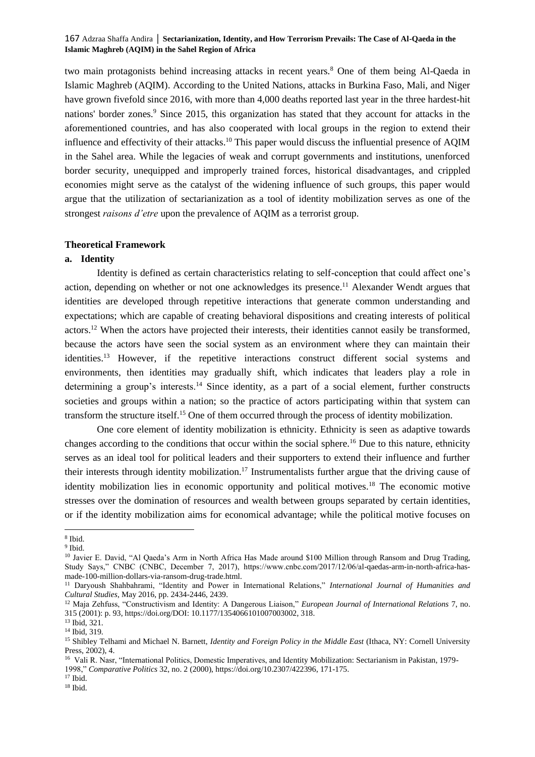two main protagonists behind increasing attacks in recent years.[8] One of them being Al-Qaeda in Islamic Maghreb (AQIM). According to the United Nations, attacks in Burkina Faso, Mali, and Niger have grown fivefold since 2016, with more than 4,000 deaths reported last year in the three hardest-hit nations' border zones.[9] Since 2015, this organization has stated that they account for attacks in the aforementioned countries, and has also cooperated with local groups in the region to extend their influence and effectivity of their attacks.[10] This paper would discuss the influential presence of AQIM in the Sahel area. While the legacies of weak and corrupt governments and institutions, unenforced border security, unequipped and improperly trained forces, historical disadvantages, and crippled economies might serve as the catalyst of the widening influence of such groups, this paper would argue that the utilization of sectarianization as a tool of identity mobilization serves as one of the strongest *raisons d'etre* upon the prevalence of AQIM as a terrorist group.

## Theoretical Framework

### a. Identity

Identity is defined as certain characteristics relating to self-conception that could affect one's action, depending on whether or not one acknowledges its presence.[11] Alexander Wendt argues that identities are developed through repetitive interactions that generate common understanding and expectations; which are capable of creating behavioral dispositions and creating interests of political actors.[12] When the actors have projected their interests, their identities cannot easily be transformed, because the actors have seen the social system as an environment where they can maintain their identities.[13] However, if the repetitive interactions construct different social systems and environments, then identities may gradually shift, which indicates that leaders play a role in determining a group's interests.[14] Since identity, as a part of a social element, further constructs societies and groups within a nation; so the practice of actors participating within that system can transform the structure itself.[15] One of them occurred through the process of identity mobilization.

One core element of identity mobilization is ethnicity. Ethnicity is seen as adaptive towards changes according to the conditions that occur within the social sphere.[16] Due to this nature, ethnicity serves as an ideal tool for political leaders and their supporters to extend their influence and further their interests through identity mobilization.[17] Instrumentalists further argue that the driving cause of identity mobilization lies in economic opportunity and political motives.[18] The economic motive stresses over the domination of resources and wealth between groups separated by certain identities, or if the identity mobilization aims for economical advantage; while the political motive focuses on

---

[8] Ibid.

[9] Ibid.

[10] Javier E. David, "Al Qaeda's Arm in North Africa Has Made around $100 Million through Ransom and Drug Trading, Study Says," CNBC (CNBC, December 7, 2017), https://www.cnbc.com/2017/12/06/al-qaedas-arm-in-north-africa-has-made-100-million-dollars-via-ransom-drug-trade.html.

[11] Daryoush Shahbahrami, "Identity and Power in International Relations," *International Journal of Humanities and Cultural Studies*, May 2016, pp. 2434-2446, 2439.

[12] Maja Zehfuss, "Constructivism and Identity: A Dangerous Liaison," *European Journal of International Relations* 7, no. 315 (2001): p. 93, https://doi.org/DOI: 10.1177/1354066101007003002, 318.

[13] Ibid, 321.

[14] Ibid, 319.

[15] Shibley Telhami and Michael N. Barnett, *Identity and Foreign Policy in the Middle East* (Ithaca, NY: Cornell University Press, 2002), 4.

[16] Vali R. Nasr, "International Politics, Domestic Imperatives, and Identity Mobilization: Sectarianism in Pakistan, 1979-1998," *Comparative Politics* 32, no. 2 (2000), https://doi.org/10.2307/422396, 171-175.

[17] Ibid.

[18] Ibid.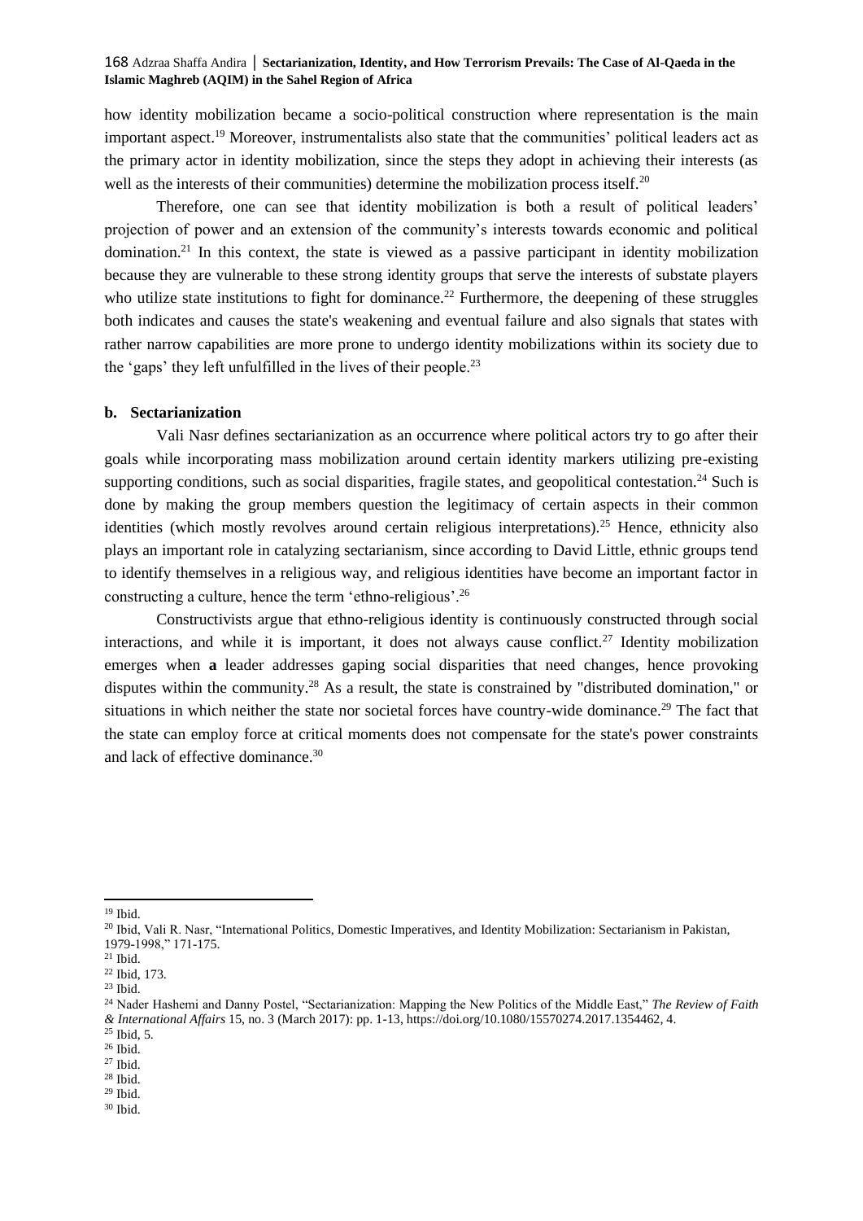how identity mobilization became a socio-political construction where representation is the main important aspect.[19] Moreover, instrumentalists also state that the communities' political leaders act as the primary actor in identity mobilization, since the steps they adopt in achieving their interests (as well as the interests of their communities) determine the mobilization process itself.[20]

Therefore, one can see that identity mobilization is both a result of political leaders' projection of power and an extension of the community's interests towards economic and political domination.[21] In this context, the state is viewed as a passive participant in identity mobilization because they are vulnerable to these strong identity groups that serve the interests of substate players who utilize state institutions to fight for dominance.[22] Furthermore, the deepening of these struggles both indicates and causes the state's weakening and eventual failure and also signals that states with rather narrow capabilities are more prone to undergo identity mobilizations within its society due to the 'gaps' they left unfulfilled in the lives of their people.[23]

### b. Sectarianization

Vali Nasr defines sectarianization as an occurrence where political actors try to go after their goals while incorporating mass mobilization around certain identity markers utilizing pre-existing supporting conditions, such as social disparities, fragile states, and geopolitical contestation.[24] Such is done by making the group members question the legitimacy of certain aspects in their common identities (which mostly revolves around certain religious interpretations).[25] Hence, ethnicity also plays an important role in catalyzing sectarianism, since according to David Little, ethnic groups tend to identify themselves in a religious way, and religious identities have become an important factor in constructing a culture, hence the term 'ethno-religious'.[26]

Constructivists argue that ethno-religious identity is continuously constructed through social interactions, and while it is important, it does not always cause conflict.[27] Identity mobilization emerges when **a** leader addresses gaping social disparities that need changes, hence provoking disputes within the community.[28] As a result, the state is constrained by "distributed domination," or situations in which neither the state nor societal forces have country-wide dominance.[29] The fact that the state can employ force at critical moments does not compensate for the state's power constraints and lack of effective dominance.[30]

---

[19] Ibid.

[20] Ibid, Vali R. Nasr, "International Politics, Domestic Imperatives, and Identity Mobilization: Sectarianism in Pakistan, 1979-1998," 171-175.

[21] Ibid.

[22] Ibid, 173.

[23] Ibid.

[24] Nader Hashemi and Danny Postel, "Sectarianization: Mapping the New Politics of the Middle East," *The Review of Faith & International Affairs* 15, no. 3 (March 2017): pp. 1-13, https://doi.org/10.1080/15570274.2017.1354462, 4.

[25] Ibid, 5.

[26] Ibid.

[27] Ibid.

[28] Ibid.

[29] Ibid.

[30] Ibid.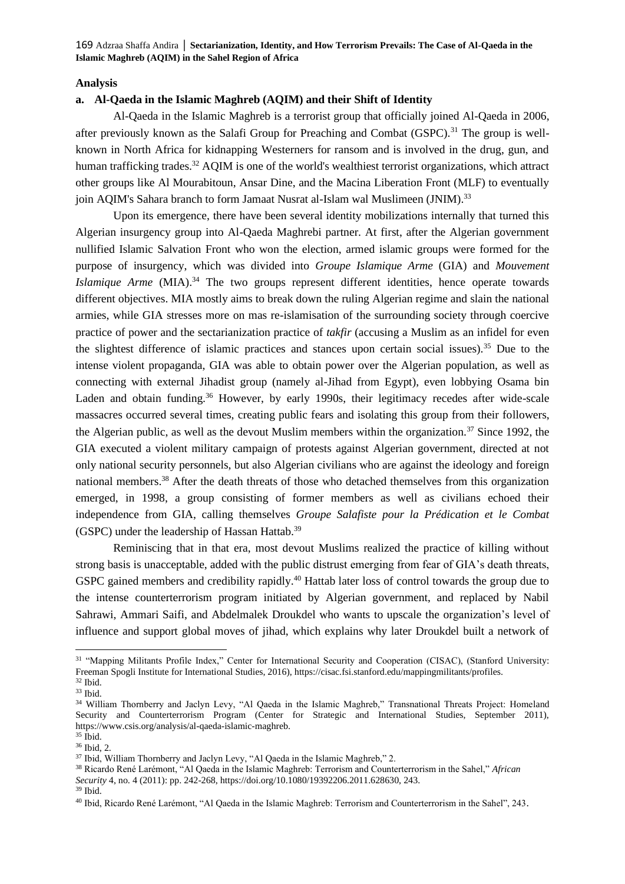## Analysis

### a. Al-Qaeda in the Islamic Maghreb (AQIM) and their Shift of Identity

Al-Qaeda in the Islamic Maghreb is a terrorist group that officially joined Al-Qaeda in 2006, after previously known as the Salafi Group for Preaching and Combat (GSPC).[31] The group is well-known in North Africa for kidnapping Westerners for ransom and is involved in the drug, gun, and human trafficking trades.[32] AQIM is one of the world's wealthiest terrorist organizations, which attract other groups like Al Mourabitoun, Ansar Dine, and the Macina Liberation Front (MLF) to eventually join AQIM's Sahara branch to form Jamaat Nusrat al-Islam wal Muslimeen (JNIM).[33]

Upon its emergence, there have been several identity mobilizations internally that turned this Algerian insurgency group into Al-Qaeda Maghrebi partner. At first, after the Algerian government nullified Islamic Salvation Front who won the election, armed islamic groups were formed for the purpose of insurgency, which was divided into *Groupe Islamique Arme* (GIA) and *Mouvement Islamique Arme* (MIA).[34] The two groups represent different identities, hence operate towards different objectives. MIA mostly aims to break down the ruling Algerian regime and slain the national armies, while GIA stresses more on mas re-islamisation of the surrounding society through coercive practice of power and the sectarianization practice of *takfir* (accusing a Muslim as an infidel for even the slightest difference of islamic practices and stances upon certain social issues).[35] Due to the intense violent propaganda, GIA was able to obtain power over the Algerian population, as well as connecting with external Jihadist group (namely al-Jihad from Egypt), even lobbying Osama bin Laden and obtain funding.[36] However, by early 1990s, their legitimacy recedes after wide-scale massacres occurred several times, creating public fears and isolating this group from their followers, the Algerian public, as well as the devout Muslim members within the organization.[37] Since 1992, the GIA executed a violent military campaign of protests against Algerian government, directed at not only national security personnels, but also Algerian civilians who are against the ideology and foreign national members.[38] After the death threats of those who detached themselves from this organization emerged, in 1998, a group consisting of former members as well as civilians echoed their independence from GIA, calling themselves *Groupe Salafiste pour la Prédication et le Combat* (GSPC) under the leadership of Hassan Hattab.[39]

Reminiscing that in that era, most devout Muslims realized the practice of killing without strong basis is unacceptable, added with the public distrust emerging from fear of GIA's death threats, GSPC gained members and credibility rapidly.[40] Hattab later loss of control towards the group due to the intense counterterrorism program initiated by Algerian government, and replaced by Nabil Sahrawi, Ammari Saifi, and Abdelmalek Droukdel who wants to upscale the organization's level of influence and support global moves of jihad, which explains why later Droukdel built a network of

---

[31] "Mapping Militants Profile Index," Center for International Security and Cooperation (CISAC), (Stanford University: Freeman Spogli Institute for International Studies, 2016), https://cisac.fsi.stanford.edu/mappingmilitants/profiles.

[32] Ibid.

[33] Ibid.

[34] William Thornberry and Jaclyn Levy, "Al Qaeda in the Islamic Maghreb," Transnational Threats Project: Homeland Security and Counterterrorism Program (Center for Strategic and International Studies, September 2011), https://www.csis.org/analysis/al-qaeda-islamic-maghreb.

[35] Ibid.

[36] Ibid, 2.

[37] Ibid, William Thornberry and Jaclyn Levy, "Al Qaeda in the Islamic Maghreb," 2.

[38] Ricardo René Larémont, "Al Qaeda in the Islamic Maghreb: Terrorism and Counterterrorism in the Sahel," *African Security* 4, no. 4 (2011): pp. 242-268, https://doi.org/10.1080/19392206.2011.628630, 243.

[39] Ibid.

[40] Ibid, Ricardo René Larémont, "Al Qaeda in the Islamic Maghreb: Terrorism and Counterterrorism in the Sahel", 243.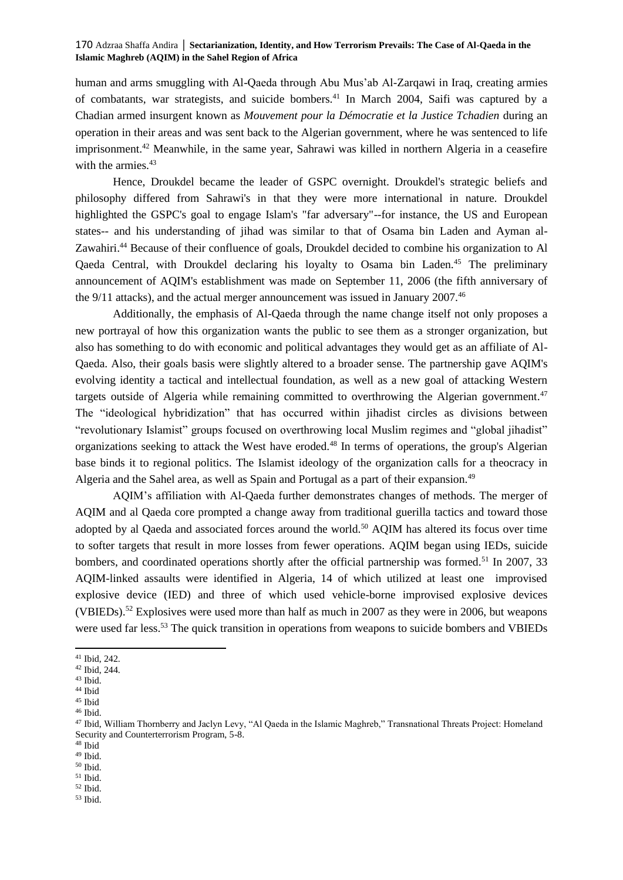human and arms smuggling with Al-Qaeda through Abu Mus'ab Al-Zarqawi in Iraq, creating armies of combatants, war strategists, and suicide bombers.[41] In March 2004, Saifi was captured by a Chadian armed insurgent known as *Mouvement pour la Démocratie et la Justice Tchadien* during an operation in their areas and was sent back to the Algerian government, where he was sentenced to life imprisonment.[42] Meanwhile, in the same year, Sahrawi was killed in northern Algeria in a ceasefire with the armies.[43]

Hence, Droukdel became the leader of GSPC overnight. Droukdel's strategic beliefs and philosophy differed from Sahrawi's in that they were more international in nature. Droukdel highlighted the GSPC's goal to engage Islam's "far adversary"--for instance, the US and European states-- and his understanding of jihad was similar to that of Osama bin Laden and Ayman al-Zawahiri.[44] Because of their confluence of goals, Droukdel decided to combine his organization to Al Qaeda Central, with Droukdel declaring his loyalty to Osama bin Laden.[45] The preliminary announcement of AQIM's establishment was made on September 11, 2006 (the fifth anniversary of the 9/11 attacks), and the actual merger announcement was issued in January 2007.[46]

Additionally, the emphasis of Al-Qaeda through the name change itself not only proposes a new portrayal of how this organization wants the public to see them as a stronger organization, but also has something to do with economic and political advantages they would get as an affiliate of Al-Qaeda. Also, their goals basis were slightly altered to a broader sense. The partnership gave AQIM's evolving identity a tactical and intellectual foundation, as well as a new goal of attacking Western targets outside of Algeria while remaining committed to overthrowing the Algerian government.[47] The "ideological hybridization" that has occurred within jihadist circles as divisions between "revolutionary Islamist" groups focused on overthrowing local Muslim regimes and "global jihadist" organizations seeking to attack the West have eroded.[48] In terms of operations, the group's Algerian base binds it to regional politics. The Islamist ideology of the organization calls for a theocracy in Algeria and the Sahel area, as well as Spain and Portugal as a part of their expansion.[49]

AQIM's affiliation with Al-Qaeda further demonstrates changes of methods. The merger of AQIM and al Qaeda core prompted a change away from traditional guerilla tactics and toward those adopted by al Qaeda and associated forces around the world.[50] AQIM has altered its focus over time to softer targets that result in more losses from fewer operations. AQIM began using IEDs, suicide bombers, and coordinated operations shortly after the official partnership was formed.[51] In 2007, 33 AQIM-linked assaults were identified in Algeria, 14 of which utilized at least one improvised explosive device (IED) and three of which used vehicle-borne improvised explosive devices (VBIEDs).[52] Explosives were used more than half as much in 2007 as they were in 2006, but weapons were used far less.[53] The quick transition in operations from weapons to suicide bombers and VBIEDs

[41] Ibid, 242.
[42] Ibid, 244.
[43] Ibid.
[44] Ibid
[45] Ibid
[46] Ibid.
[47] Ibid, William Thornberry and Jaclyn Levy, "Al Qaeda in the Islamic Maghreb," Transnational Threats Project: Homeland Security and Counterterrorism Program, 5-8.
[48] Ibid
[49] Ibid.
[50] Ibid.
[51] Ibid.
[52] Ibid.
[53] Ibid.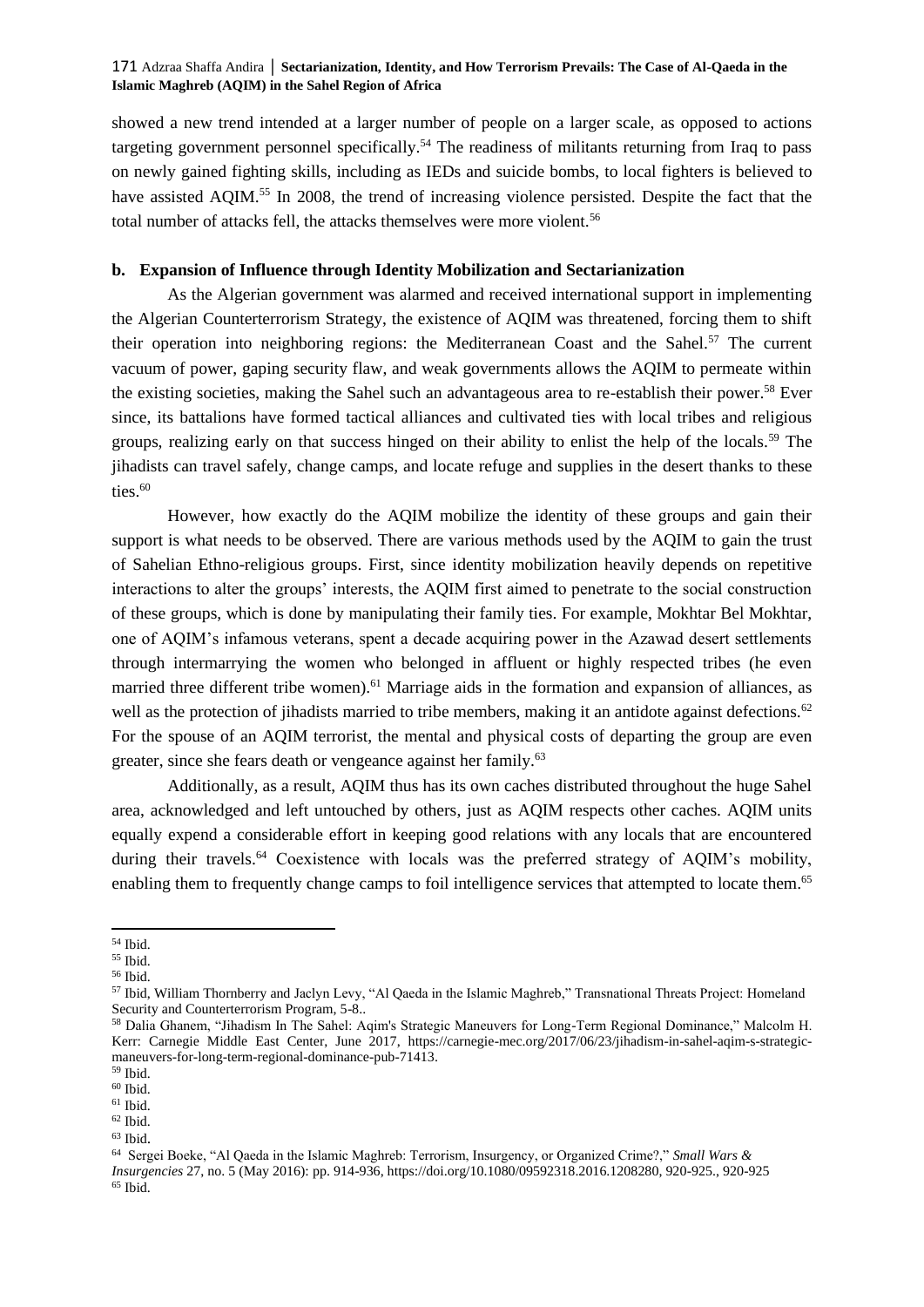showed a new trend intended at a larger number of people on a larger scale, as opposed to actions targeting government personnel specifically.[54] The readiness of militants returning from Iraq to pass on newly gained fighting skills, including as IEDs and suicide bombs, to local fighters is believed to have assisted AQIM.[55] In 2008, the trend of increasing violence persisted. Despite the fact that the total number of attacks fell, the attacks themselves were more violent.[56]

**b. Expansion of Influence through Identity Mobilization and Sectarianization**

As the Algerian government was alarmed and received international support in implementing the Algerian Counterterrorism Strategy, the existence of AQIM was threatened, forcing them to shift their operation into neighboring regions: the Mediterranean Coast and the Sahel.[57] The current vacuum of power, gaping security flaw, and weak governments allows the AQIM to permeate within the existing societies, making the Sahel such an advantageous area to re-establish their power.[58] Ever since, its battalions have formed tactical alliances and cultivated ties with local tribes and religious groups, realizing early on that success hinged on their ability to enlist the help of the locals.[59] The jihadists can travel safely, change camps, and locate refuge and supplies in the desert thanks to these ties.[60]

However, how exactly do the AQIM mobilize the identity of these groups and gain their support is what needs to be observed. There are various methods used by the AQIM to gain the trust of Sahelian Ethno-religious groups. First, since identity mobilization heavily depends on repetitive interactions to alter the groups' interests, the AQIM first aimed to penetrate to the social construction of these groups, which is done by manipulating their family ties. For example, Mokhtar Bel Mokhtar, one of AQIM's infamous veterans, spent a decade acquiring power in the Azawad desert settlements through intermarrying the women who belonged in affluent or highly respected tribes (he even married three different tribe women).[61] Marriage aids in the formation and expansion of alliances, as well as the protection of jihadists married to tribe members, making it an antidote against defections.[62] For the spouse of an AQIM terrorist, the mental and physical costs of departing the group are even greater, since she fears death or vengeance against her family.[63]

Additionally, as a result, AQIM thus has its own caches distributed throughout the huge Sahel area, acknowledged and left untouched by others, just as AQIM respects other caches. AQIM units equally expend a considerable effort in keeping good relations with any locals that are encountered during their travels.[64] Coexistence with locals was the preferred strategy of AQIM's mobility, enabling them to frequently change camps to foil intelligence services that attempted to locate them.[65]

---

[54] Ibid.
[55] Ibid.
[56] Ibid.
[57] Ibid, William Thornberry and Jaclyn Levy, "Al Qaeda in the Islamic Maghreb," Transnational Threats Project: Homeland Security and Counterterrorism Program, 5-8..
[58] Dalia Ghanem, "Jihadism In The Sahel: Aqim's Strategic Maneuvers for Long-Term Regional Dominance," Malcolm H. Kerr: Carnegie Middle East Center, June 2017, https://carnegie-mec.org/2017/06/23/jihadism-in-sahel-aqim-s-strategic-maneuvers-for-long-term-regional-dominance-pub-71413.
[59] Ibid.
[60] Ibid.
[61] Ibid.
[62] Ibid.
[63] Ibid.
[64] Sergei Boeke, "Al Qaeda in the Islamic Maghreb: Terrorism, Insurgency, or Organized Crime?," *Small Wars & Insurgencies* 27, no. 5 (May 2016): pp. 914-936, https://doi.org/10.1080/09592318.2016.1208280, 920-925., 920-925
[65] Ibid.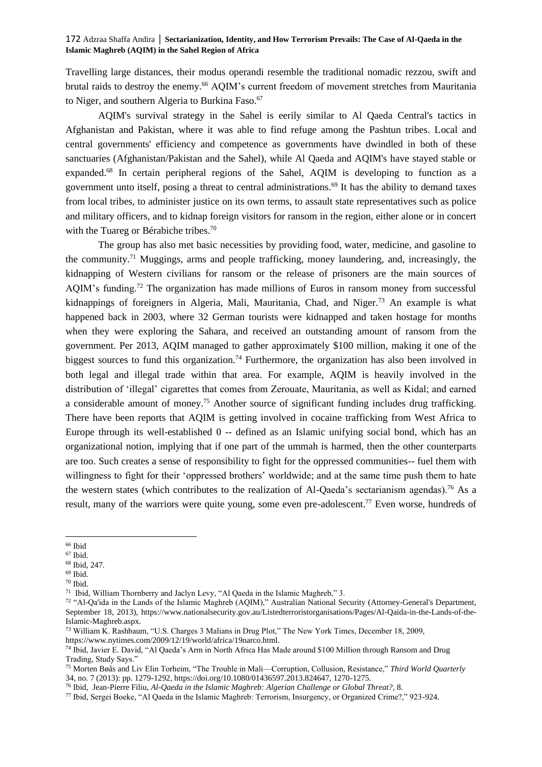Travelling large distances, their modus operandi resemble the traditional nomadic rezzou, swift and brutal raids to destroy the enemy.[66] AQIM's current freedom of movement stretches from Mauritania to Niger, and southern Algeria to Burkina Faso.[67]

AQIM's survival strategy in the Sahel is eerily similar to Al Qaeda Central's tactics in Afghanistan and Pakistan, where it was able to find refuge among the Pashtun tribes. Local and central governments' efficiency and competence as governments have dwindled in both of these sanctuaries (Afghanistan/Pakistan and the Sahel), while Al Qaeda and AQIM's have stayed stable or expanded.[68] In certain peripheral regions of the Sahel, AQIM is developing to function as a government unto itself, posing a threat to central administrations.[69] It has the ability to demand taxes from local tribes, to administer justice on its own terms, to assault state representatives such as police and military officers, and to kidnap foreign visitors for ransom in the region, either alone or in concert with the Tuareg or Bérabiche tribes.[70]

The group has also met basic necessities by providing food, water, medicine, and gasoline to the community.[71] Muggings, arms and people trafficking, money laundering, and, increasingly, the kidnapping of Western civilians for ransom or the release of prisoners are the main sources of AQIM's funding.[72] The organization has made millions of Euros in ransom money from successful kidnappings of foreigners in Algeria, Mali, Mauritania, Chad, and Niger.[73] An example is what happened back in 2003, where 32 German tourists were kidnapped and taken hostage for months when they were exploring the Sahara, and received an outstanding amount of ransom from the government. Per 2013, AQIM managed to gather approximately $100 million, making it one of the biggest sources to fund this organization.[74] Furthermore, the organization has also been involved in both legal and illegal trade within that area. For example, AQIM is heavily involved in the distribution of 'illegal' cigarettes that comes from Zerouate, Mauritania, as well as Kidal; and earned a considerable amount of money.[75] Another source of significant funding includes drug trafficking. There have been reports that AQIM is getting involved in cocaine trafficking from West Africa to Europe through its well-established 0 -- defined as an Islamic unifying social bond, which has an organizational notion, implying that if one part of the ummah is harmed, then the other counterparts are too. Such creates a sense of responsibility to fight for the oppressed communities-- fuel them with willingness to fight for their 'oppressed brothers' worldwide; and at the same time push them to hate the western states (which contributes to the realization of Al-Qaeda's sectarianism agendas).[76] As a result, many of the warriors were quite young, some even pre-adolescent.[77] Even worse, hundreds of

---

[66] Ibid

[67] Ibid.

[68] Ibid, 247.

[69] Ibid.

[70] Ibid.

[71] Ibid, William Thornberry and Jaclyn Levy, "Al Qaeda in the Islamic Maghreb," 3.

[72] "Al-Qa'ida in the Lands of the Islamic Maghreb (AQIM)," Australian National Security (Attorney-General's Department, September 18, 2013), https://www.nationalsecurity.gov.au/Listedterroristorganisations/Pages/Al-Qaida-in-the-Lands-of-the-Islamic-Maghreb.aspx.

[73] William K. Rashbaum, "U.S. Charges 3 Malians in Drug Plot," The New York Times, December 18, 2009, https://www.nytimes.com/2009/12/19/world/africa/19narco.html.

[74] Ibid, Javier E. David, "Al Qaeda's Arm in North Africa Has Made around $100 Million through Ransom and Drug Trading, Study Says."

[75] Morten Bøås and Liv Elin Torheim, "The Trouble in Mali—Corruption, Collusion, Resistance," *Third World Quarterly* 34, no. 7 (2013): pp. 1279-1292, https://doi.org/10.1080/01436597.2013.824647, 1270-1275.

[76] Ibid, Jean-Pierre Filiu, *Al-Qaeda in the Islamic Maghreb: Algerian Challenge or Global Threat?*, 8.

[77] Ibid, Sergei Boeke, "Al Qaeda in the Islamic Maghreb: Terrorism, Insurgency, or Organized Crime?," 923-924.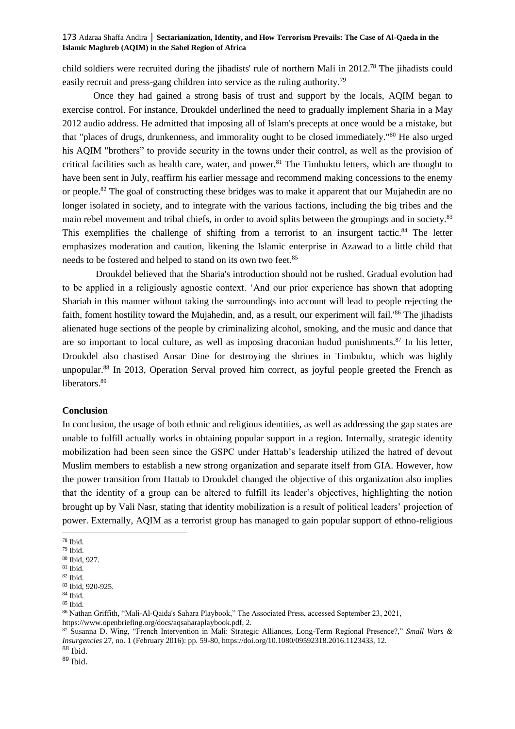child soldiers were recruited during the jihadists' rule of northern Mali in 2012.[78] The jihadists could easily recruit and press-gang children into service as the ruling authority.[79]

Once they had gained a strong basis of trust and support by the locals, AQIM began to exercise control. For instance, Droukdel underlined the need to gradually implement Sharia in a May 2012 audio address. He admitted that imposing all of Islam's precepts at once would be a mistake, but that "places of drugs, drunkenness, and immorality ought to be closed immediately."[80] He also urged his AQIM "brothers" to provide security in the towns under their control, as well as the provision of critical facilities such as health care, water, and power.[81] The Timbuktu letters, which are thought to have been sent in July, reaffirm his earlier message and recommend making concessions to the enemy or people.[82] The goal of constructing these bridges was to make it apparent that our Mujahedin are no longer isolated in society, and to integrate with the various factions, including the big tribes and the main rebel movement and tribal chiefs, in order to avoid splits between the groupings and in society.[83] This exemplifies the challenge of shifting from a terrorist to an insurgent tactic.[84] The letter emphasizes moderation and caution, likening the Islamic enterprise in Azawad to a little child that needs to be fostered and helped to stand on its own two feet.[85]

Droukdel believed that the Sharia's introduction should not be rushed. Gradual evolution had to be applied in a religiously agnostic context. 'And our prior experience has shown that adopting Shariah in this manner without taking the surroundings into account will lead to people rejecting the faith, foment hostility toward the Mujahedin, and, as a result, our experiment will fail.'[86] The jihadists alienated huge sections of the people by criminalizing alcohol, smoking, and the music and dance that are so important to local culture, as well as imposing draconian hudud punishments.[87] In his letter, Droukdel also chastised Ansar Dine for destroying the shrines in Timbuktu, which was highly unpopular.[88] In 2013, Operation Serval proved him correct, as joyful people greeted the French as liberators.[89]

**Conclusion**

In conclusion, the usage of both ethnic and religious identities, as well as addressing the gap states are unable to fulfill actually works in obtaining popular support in a region. Internally, strategic identity mobilization had been seen since the GSPC under Hattab's leadership utilized the hatred of devout Muslim members to establish a new strong organization and separate itself from GIA. However, how the power transition from Hattab to Droukdel changed the objective of this organization also implies that the identity of a group can be altered to fulfill its leader's objectives, highlighting the notion brought up by Vali Nasr, stating that identity mobilization is a result of political leaders' projection of power. Externally, AQIM as a terrorist group has managed to gain popular support of ethno-religious

---

[78] Ibid.
[79] Ibid.
[80] Ibid, 927.
[81] Ibid.
[82] Ibid.
[83] Ibid, 920-925.
[84] Ibid.
[85] Ibid.
[86] Nathan Griffith, "Mali-Al-Qaida's Sahara Playbook," The Associated Press, accessed September 23, 2021, https://www.openbriefing.org/docs/aqsaharaplaybook.pdf, 2.
[87] Susanna D. Wing, "French Intervention in Mali: Strategic Alliances, Long-Term Regional Presence?," *Small Wars & Insurgencies* 27, no. 1 (February 2016): pp. 59-80, https://doi.org/10.1080/09592318.2016.1123433, 12.
[88] Ibid.
[89] Ibid.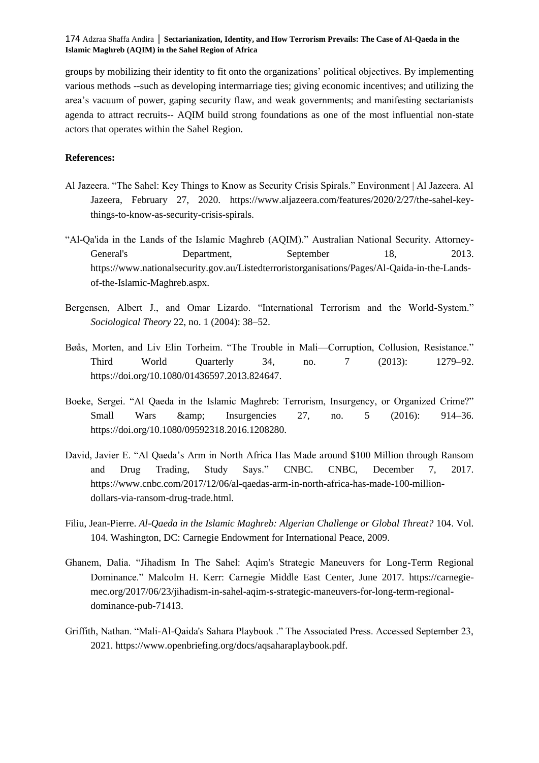groups by mobilizing their identity to fit onto the organizations' political objectives. By implementing various methods --such as developing intermarriage ties; giving economic incentives; and utilizing the area's vacuum of power, gaping security flaw, and weak governments; and manifesting sectarianists agenda to attract recruits-- AQIM build strong foundations as one of the most influential non-state actors that operates within the Sahel Region.

**References:**

Al Jazeera. "The Sahel: Key Things to Know as Security Crisis Spirals." Environment | Al Jazeera. Al Jazeera, February 27, 2020. https://www.aljazeera.com/features/2020/2/27/the-sahel-key-things-to-know-as-security-crisis-spirals.

"Al-Qa'ida in the Lands of the Islamic Maghreb (AQIM)." Australian National Security. Attorney-General's Department, September 18, 2013. https://www.nationalsecurity.gov.au/Listedterroristorganisations/Pages/Al-Qaida-in-the-Lands-of-the-Islamic-Maghreb.aspx.

Bergensen, Albert J., and Omar Lizardo. "International Terrorism and the World-System." *Sociological Theory* 22, no. 1 (2004): 38–52.

Bøås, Morten, and Liv Elin Torheim. "The Trouble in Mali—Corruption, Collusion, Resistance." Third World Quarterly 34, no. 7 (2013): 1279–92. https://doi.org/10.1080/01436597.2013.824647.

Boeke, Sergei. "Al Qaeda in the Islamic Maghreb: Terrorism, Insurgency, or Organized Crime?" Small Wars &amp; Insurgencies 27, no. 5 (2016): 914–36. https://doi.org/10.1080/09592318.2016.1208280.

David, Javier E. "Al Qaeda's Arm in North Africa Has Made around $100 Million through Ransom and Drug Trading, Study Says." CNBC. CNBC, December 7, 2017. https://www.cnbc.com/2017/12/06/al-qaedas-arm-in-north-africa-has-made-100-million-dollars-via-ransom-drug-trade.html.

Filiu, Jean-Pierre. *Al-Qaeda in the Islamic Maghreb: Algerian Challenge or Global Threat?* 104. Vol. 104. Washington, DC: Carnegie Endowment for International Peace, 2009.

Ghanem, Dalia. "Jihadism In The Sahel: Aqim's Strategic Maneuvers for Long-Term Regional Dominance." Malcolm H. Kerr: Carnegie Middle East Center, June 2017. https://carnegie-mec.org/2017/06/23/jihadism-in-sahel-aqim-s-strategic-maneuvers-for-long-term-regional-dominance-pub-71413.

Griffith, Nathan. "Mali-Al-Qaida's Sahara Playbook ." The Associated Press. Accessed September 23, 2021. https://www.openbriefing.org/docs/aqsaharaplaybook.pdf.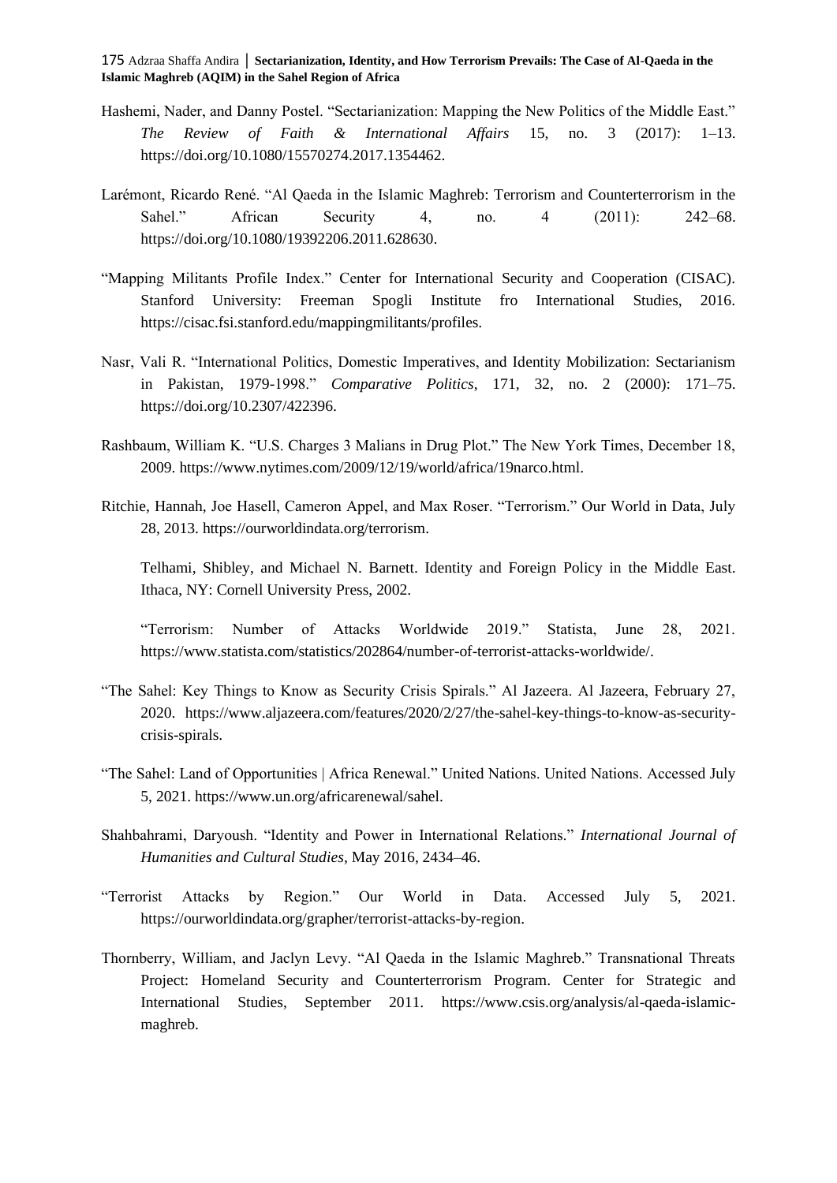Hashemi, Nader, and Danny Postel. "Sectarianization: Mapping the New Politics of the Middle East." *The Review of Faith & International Affairs* 15, no. 3 (2017): 1–13. https://doi.org/10.1080/15570274.2017.1354462.

Larémont, Ricardo René. "Al Qaeda in the Islamic Maghreb: Terrorism and Counterterrorism in the Sahel." African Security 4, no. 4 (2011): 242–68. https://doi.org/10.1080/19392206.2011.628630.

"Mapping Militants Profile Index." Center for International Security and Cooperation (CISAC). Stanford University: Freeman Spogli Institute fro International Studies, 2016. https://cisac.fsi.stanford.edu/mappingmilitants/profiles.

Nasr, Vali R. "International Politics, Domestic Imperatives, and Identity Mobilization: Sectarianism in Pakistan, 1979-1998." *Comparative Politics*, 171, 32, no. 2 (2000): 171–75. https://doi.org/10.2307/422396.

Rashbaum, William K. "U.S. Charges 3 Malians in Drug Plot." The New York Times, December 18, 2009. https://www.nytimes.com/2009/12/19/world/africa/19narco.html.

Ritchie, Hannah, Joe Hasell, Cameron Appel, and Max Roser. "Terrorism." Our World in Data, July 28, 2013. https://ourworldindata.org/terrorism.

Telhami, Shibley, and Michael N. Barnett. Identity and Foreign Policy in the Middle East. Ithaca, NY: Cornell University Press, 2002.

"Terrorism: Number of Attacks Worldwide 2019." Statista, June 28, 2021. https://www.statista.com/statistics/202864/number-of-terrorist-attacks-worldwide/.

"The Sahel: Key Things to Know as Security Crisis Spirals." Al Jazeera. Al Jazeera, February 27, 2020. https://www.aljazeera.com/features/2020/2/27/the-sahel-key-things-to-know-as-security-crisis-spirals.

"The Sahel: Land of Opportunities | Africa Renewal." United Nations. United Nations. Accessed July 5, 2021. https://www.un.org/africarenewal/sahel.

Shahbahrami, Daryoush. "Identity and Power in International Relations." *International Journal of Humanities and Cultural Studies*, May 2016, 2434–46.

"Terrorist Attacks by Region." Our World in Data. Accessed July 5, 2021. https://ourworldindata.org/grapher/terrorist-attacks-by-region.

Thornberry, William, and Jaclyn Levy. "Al Qaeda in the Islamic Maghreb." Transnational Threats Project: Homeland Security and Counterterrorism Program. Center for Strategic and International Studies, September 2011. https://www.csis.org/analysis/al-qaeda-islamic-maghreb.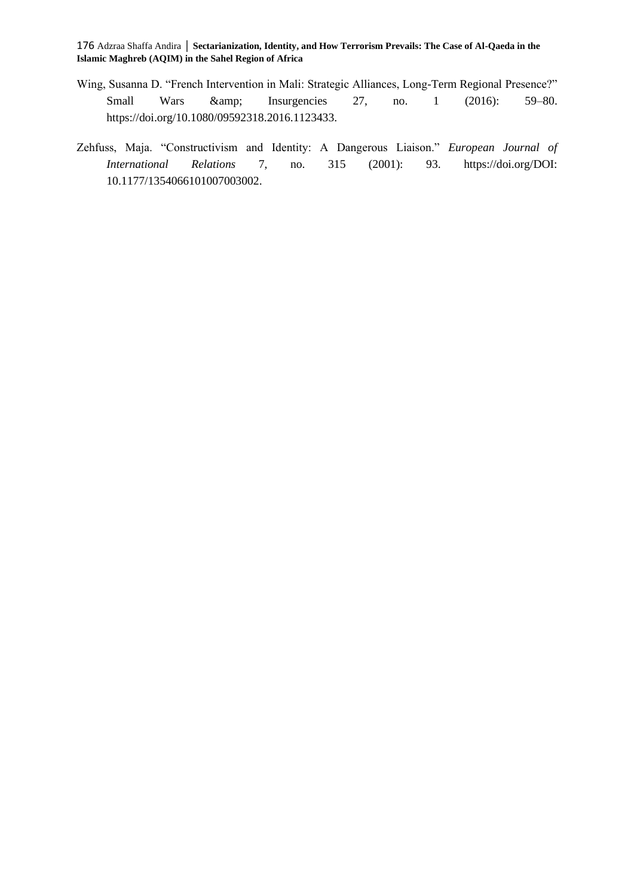Wing, Susanna D. "French Intervention in Mali: Strategic Alliances, Long-Term Regional Presence?" Small Wars &amp; Insurgencies 27, no. 1 (2016): 59–80. https://doi.org/10.1080/09592318.2016.1123433.

Zehfuss, Maja. "Constructivism and Identity: A Dangerous Liaison." *European Journal of International Relations* 7, no. 315 (2001): 93. https://doi.org/DOI: 10.1177/1354066101007003002.